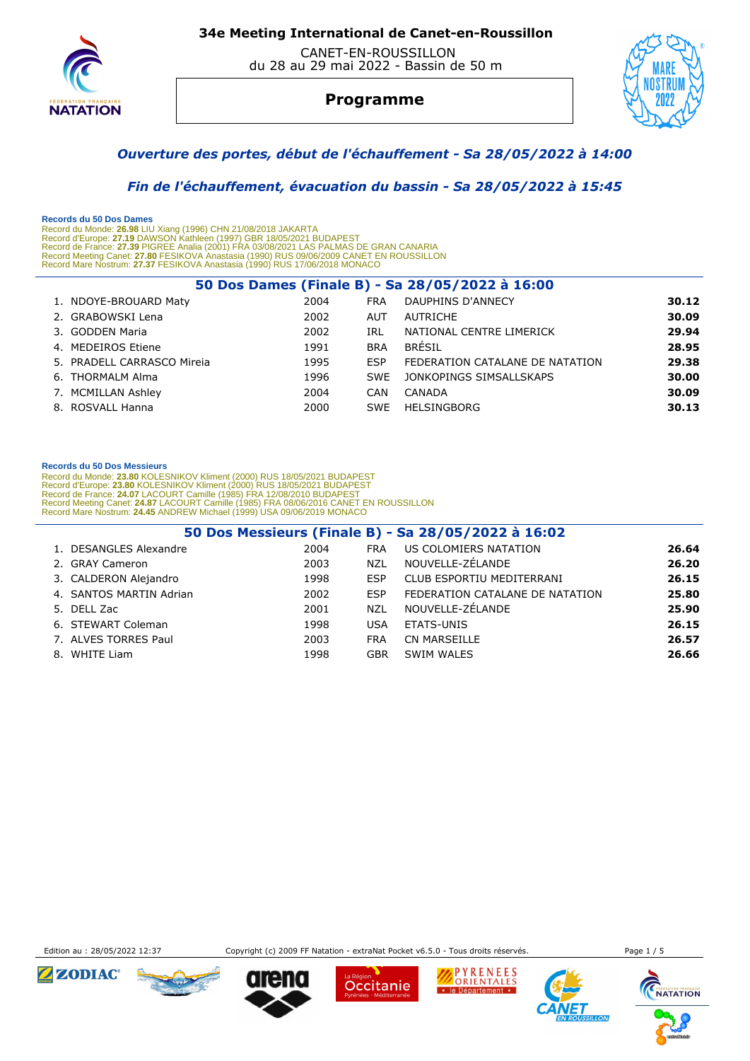# 34e Meeting International de Canet-en-Roussillon

CANET-EN-ROUSSILLON
du 28 au 29 mai 2022 - Bassin de 50 m

## Programme

### *Ouverture des portes, début de l'échauffement - Sa 28/05/2022 à 14:00*

### *Fin de l'échauffement, évacuation du bassin - Sa 28/05/2022 à 15:45*

**Records du 50 Dos Dames**
Record du Monde: **26.98** LIU Xiang (1996) CHN 21/08/2018 JAKARTA
Record d'Europe: **27.19** DAWSON Kathleen (1997) GBR 18/05/2021 BUDAPEST
Record de France: **27.39** PIGREE Analia (2001) FRA 03/08/2021 LAS PALMAS DE GRAN CANARIA
Record Meeting Canet: **27.80** FESIKOVA Anastasia (1990) RUS 09/06/2009 CANET EN ROUSSILLON
Record Mare Nostrum: **27.37** FESIKOVA Anastasia (1990) RUS 17/06/2018 MONACO

### 50 Dos Dames (Finale B) - Sa 28/05/2022 à 16:00

| | Nom | Année | Nat. | Club | Temps |
|---|---|---|---|---|---|
| 1. | NDOYE-BROUARD Maty | 2004 | FRA | DAUPHINS D'ANNECY | **30.12** |
| 2. | GRABOWSKI Lena | 2002 | AUT | AUTRICHE | **30.09** |
| 3. | GODDEN Maria | 2002 | IRL | NATIONAL CENTRE LIMERICK | **29.94** |
| 4. | MEDEIROS Etiene | 1991 | BRA | BRÉSIL | **28.95** |
| 5. | PRADELL CARRASCO Mireia | 1995 | ESP | FEDERATION CATALANE DE NATATION | **29.38** |
| 6. | THORMALM Alma | 1996 | SWE | JONKOPINGS SIMSALLSKAPS | **30.00** |
| 7. | MCMILLAN Ashley | 2004 | CAN | CANADA | **30.09** |
| 8. | ROSVALL Hanna | 2000 | SWE | HELSINGBORG | **30.13** |

**Records du 50 Dos Messieurs**
Record du Monde: **23.80** KOLESNIKOV Kliment (2000) RUS 18/05/2021 BUDAPEST
Record d'Europe: **23.80** KOLESNIKOV Kliment (2000) RUS 18/05/2021 BUDAPEST
Record de France: **24.07** LACOURT Camille (1985) FRA 12/08/2010 BUDAPEST
Record Meeting Canet: **24.87** LACOURT Camille (1985) FRA 08/06/2016 CANET EN ROUSSILLON
Record Mare Nostrum: **24.45** ANDREW Michael (1999) USA 09/06/2019 MONACO

### 50 Dos Messieurs (Finale B) - Sa 28/05/2022 à 16:02

| | Nom | Année | Nat. | Club | Temps |
|---|---|---|---|---|---|
| 1. | DESANGLES Alexandre | 2004 | FRA | US COLOMIERS NATATION | **26.64** |
| 2. | GRAY Cameron | 2003 | NZL | NOUVELLE-ZÉLANDE | **26.20** |
| 3. | CALDERON Alejandro | 1998 | ESP | CLUB ESPORTIU MEDITERRANI | **26.15** |
| 4. | SANTOS MARTIN Adrian | 2002 | ESP | FEDERATION CATALANE DE NATATION | **25.80** |
| 5. | DELL Zac | 2001 | NZL | NOUVELLE-ZÉLANDE | **25.90** |
| 6. | STEWART Coleman | 1998 | USA | ETATS-UNIS | **26.15** |
| 7. | ALVES TORRES Paul | 2003 | FRA | CN MARSEILLE | **26.57** |
| 8. | WHITE Liam | 1998 | GBR | SWIM WALES | **26.66** |

Edition au : 28/05/2022 12:37

Copyright (c) 2009 FF Natation - extraNat Pocket v6.5.0 - Tous droits réservés.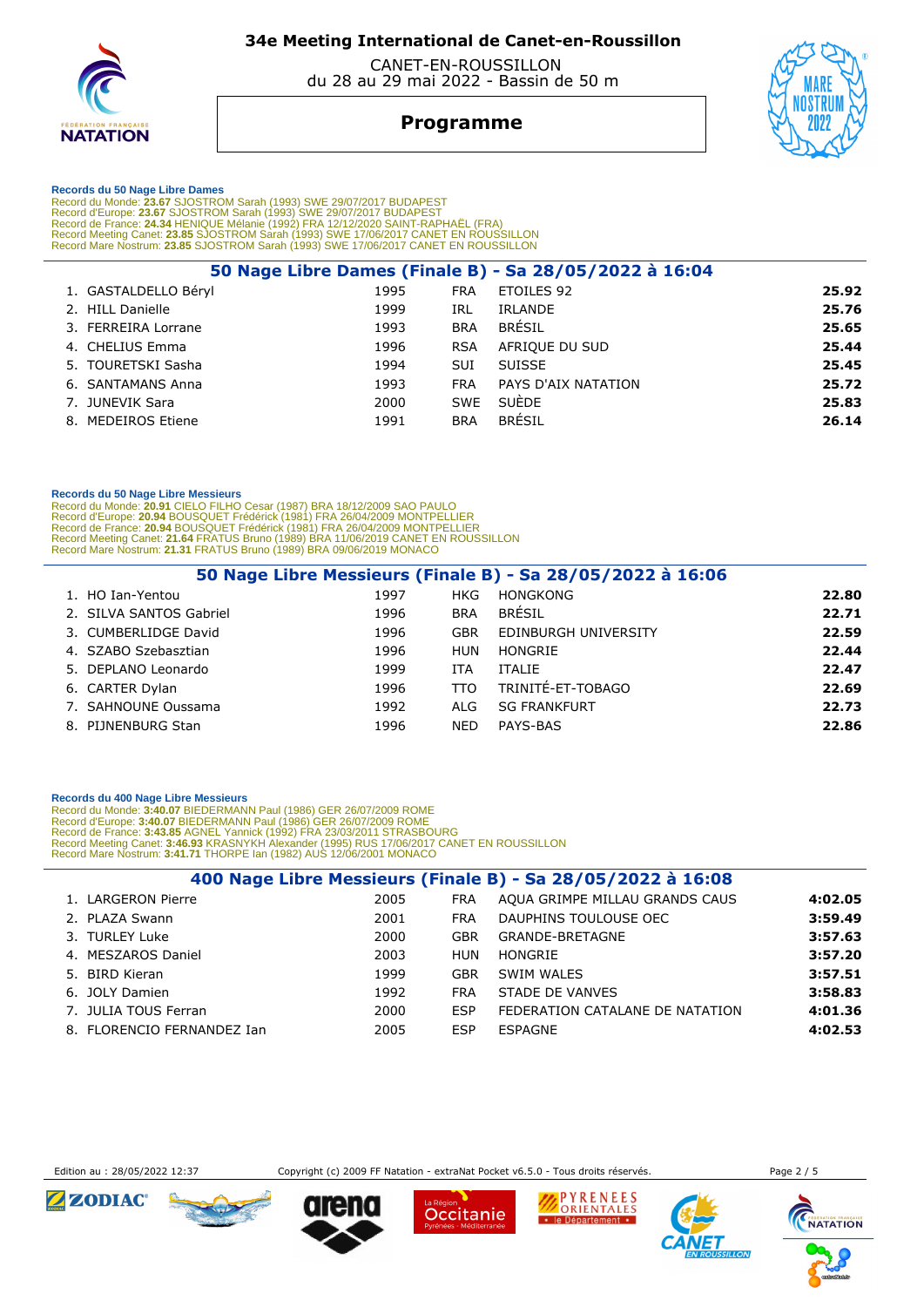# 34e Meeting International de Canet-en-Roussillon

CANET-EN-ROUSSILLON
du 28 au 29 mai 2022 - Bassin de 50 m

## Programme

**Records du 50 Nage Libre Dames**
Record du Monde: **23.67** SJOSTROM Sarah (1993) SWE 29/07/2017 BUDAPEST
Record d'Europe: **23.67** SJOSTROM Sarah (1993) SWE 29/07/2017 BUDAPEST
Record de France: **24.34** HENIQUE Mélanie (1992) FRA 12/12/2020 SAINT-RAPHAËL (FRA)
Record Meeting Canet: **23.85** SJOSTROM Sarah (1993) SWE 17/06/2017 CANET EN ROUSSILLON
Record Mare Nostrum: **23.85** SJOSTROM Sarah (1993) SWE 17/06/2017 CANET EN ROUSSILLON

### 50 Nage Libre Dames (Finale B) - Sa 28/05/2022 à 16:04

| | Nom | Année | Nat. | Club | Temps |
|---|---|---|---|---|---|
| 1. | GASTALDELLO Béryl | 1995 | FRA | ETOILES 92 | **25.92** |
| 2. | HILL Danielle | 1999 | IRL | IRLANDE | **25.76** |
| 3. | FERREIRA Lorrane | 1993 | BRA | BRÉSIL | **25.65** |
| 4. | CHELIUS Emma | 1996 | RSA | AFRIQUE DU SUD | **25.44** |
| 5. | TOURETSKI Sasha | 1994 | SUI | SUISSE | **25.45** |
| 6. | SANTAMANS Anna | 1993 | FRA | PAYS D'AIX NATATION | **25.72** |
| 7. | JUNEVIK Sara | 2000 | SWE | SUÈDE | **25.83** |
| 8. | MEDEIROS Etiene | 1991 | BRA | BRÉSIL | **26.14** |

**Records du 50 Nage Libre Messieurs**
Record du Monde: **20.91** CIELO FILHO Cesar (1987) BRA 18/12/2009 SAO PAULO
Record d'Europe: **20.94** BOUSQUET Frédérick (1981) FRA 26/04/2009 MONTPELLIER
Record de France: **20.94** BOUSQUET Frédérick (1981) FRA 26/04/2009 MONTPELLIER
Record Meeting Canet: **21.64** FRATUS Bruno (1989) BRA 11/06/2019 CANET EN ROUSSILLON
Record Mare Nostrum: **21.31** FRATUS Bruno (1989) BRA 09/06/2019 MONACO

### 50 Nage Libre Messieurs (Finale B) - Sa 28/05/2022 à 16:06

| | Nom | Année | Nat. | Club | Temps |
|---|---|---|---|---|---|
| 1. | HO Ian-Yentou | 1997 | HKG | HONGKONG | **22.80** |
| 2. | SILVA SANTOS Gabriel | 1996 | BRA | BRÉSIL | **22.71** |
| 3. | CUMBERLIDGE David | 1996 | GBR | EDINBURGH UNIVERSITY | **22.59** |
| 4. | SZABO Szebasztian | 1996 | HUN | HONGRIE | **22.44** |
| 5. | DEPLANO Leonardo | 1999 | ITA | ITALIE | **22.47** |
| 6. | CARTER Dylan | 1996 | TTO | TRINITÉ-ET-TOBAGO | **22.69** |
| 7. | SAHNOUNE Oussama | 1992 | ALG | SG FRANKFURT | **22.73** |
| 8. | PIJNENBURG Stan | 1996 | NED | PAYS-BAS | **22.86** |

**Records du 400 Nage Libre Messieurs**
Record du Monde: **3:40.07** BIEDERMANN Paul (1986) GER 26/07/2009 ROME
Record d'Europe: **3:40.07** BIEDERMANN Paul (1986) GER 26/07/2009 ROME
Record de France: **3:43.85** AGNEL Yannick (1992) FRA 23/03/2011 STRASBOURG
Record Meeting Canet: **3:46.93** KRASNYKH Alexander (1995) RUS 17/06/2017 CANET EN ROUSSILLON
Record Mare Nostrum: **3:41.71** THORPE Ian (1982) AUS 12/06/2001 MONACO

### 400 Nage Libre Messieurs (Finale B) - Sa 28/05/2022 à 16:08

| | Nom | Année | Nat. | Club | Temps |
|---|---|---|---|---|---|
| 1. | LARGERON Pierre | 2005 | FRA | AQUA GRIMPE MILLAU GRANDS CAUS | **4:02.05** |
| 2. | PLAZA Swann | 2001 | FRA | DAUPHINS TOULOUSE OEC | **3:59.49** |
| 3. | TURLEY Luke | 2000 | GBR | GRANDE-BRETAGNE | **3:57.63** |
| 4. | MESZAROS Daniel | 2003 | HUN | HONGRIE | **3:57.20** |
| 5. | BIRD Kieran | 1999 | GBR | SWIM WALES | **3:57.51** |
| 6. | JOLY Damien | 1992 | FRA | STADE DE VANVES | **3:58.83** |
| 7. | JULIA TOUS Ferran | 2000 | ESP | FEDERATION CATALANE DE NATATION | **4:01.36** |
| 8. | FLORENCIO FERNANDEZ Ian | 2005 | ESP | ESPAGNE | **4:02.53** |

Edition au : 28/05/2022 12:37    Copyright (c) 2009 FF Natation - extraNat Pocket v6.5.0 - Tous droits réservés.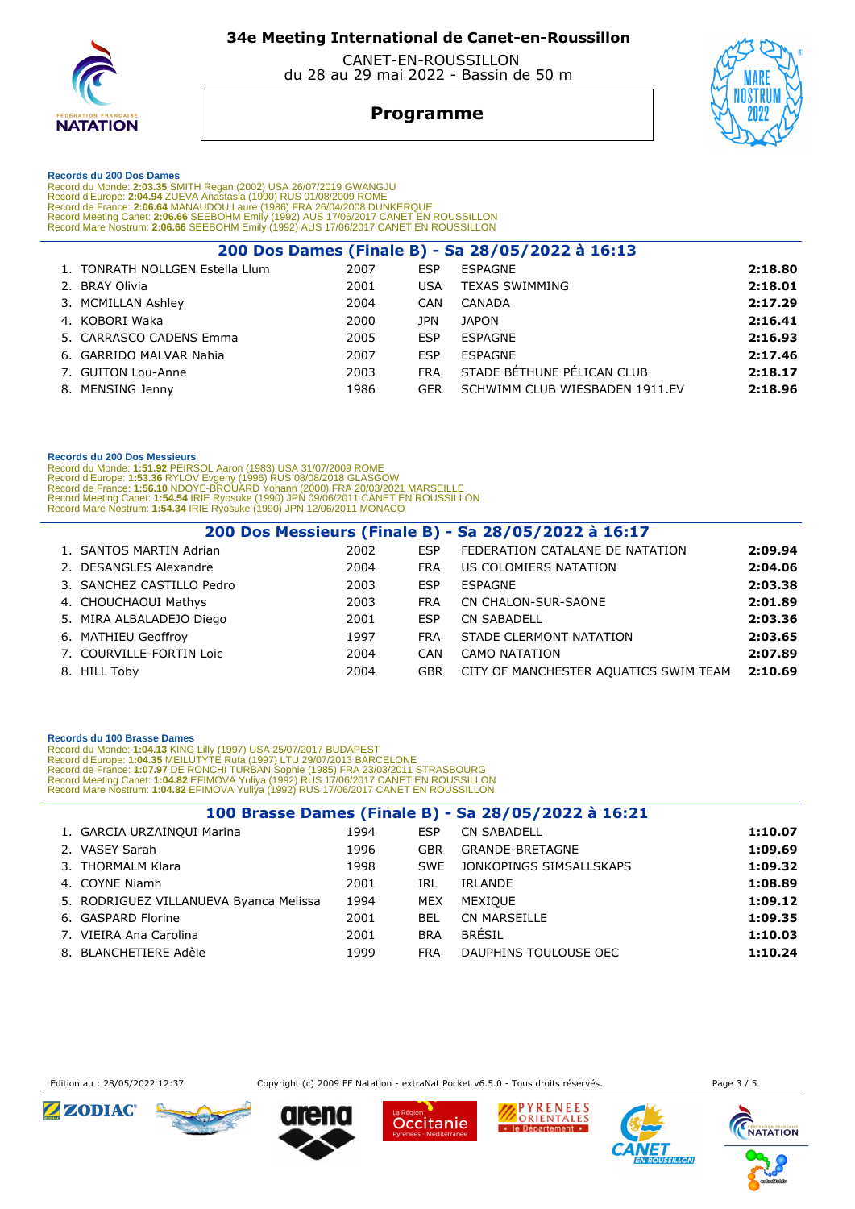# 34e Meeting International de Canet-en-Roussillon

CANET-EN-ROUSSILLON
du 28 au 29 mai 2022 - Bassin de 50 m

## Programme

**Records du 200 Dos Dames**
Record du Monde: **2:03.35** SMITH Regan (2002) USA 26/07/2019 GWANGJU
Record d'Europe: **2:04.94** ZUEVA Anastasia (1990) RUS 01/08/2009 ROME
Record de France: **2:06.64** MANAUDOU Laure (1986) FRA 26/04/2008 DUNKERQUE
Record Meeting Canet: **2:06.66** SEEBOHM Emily (1992) AUS 17/06/2017 CANET EN ROUSSILLON
Record Mare Nostrum: **2:06.66** SEEBOHM Emily (1992) AUS 17/06/2017 CANET EN ROUSSILLON

### 200 Dos Dames (Finale B) - Sa 28/05/2022 à 16:13

| | Nom | Année | Nat. | Club | Temps |
|---|---|---|---|---|---|
| 1. | TONRATH NOLLGEN Estella Llum | 2007 | ESP | ESPAGNE | **2:18.80** |
| 2. | BRAY Olivia | 2001 | USA | TEXAS SWIMMING | **2:18.01** |
| 3. | MCMILLAN Ashley | 2004 | CAN | CANADA | **2:17.29** |
| 4. | KOBORI Waka | 2000 | JPN | JAPON | **2:16.41** |
| 5. | CARRASCO CADENS Emma | 2005 | ESP | ESPAGNE | **2:16.93** |
| 6. | GARRIDO MALVAR Nahia | 2007 | ESP | ESPAGNE | **2:17.46** |
| 7. | GUITON Lou-Anne | 2003 | FRA | STADE BÉTHUNE PÉLICAN CLUB | **2:18.17** |
| 8. | MENSING Jenny | 1986 | GER | SCHWIMM CLUB WIESBADEN 1911.EV | **2:18.96** |

**Records du 200 Dos Messieurs**
Record du Monde: **1:51.92** PEIRSOL Aaron (1983) USA 31/07/2009 ROME
Record d'Europe: **1:53.36** RYLOV Evgeny (1996) RUS 08/08/2018 GLASGOW
Record de France: **1:56.10** NDOYE-BROUARD Yohann (2000) FRA 20/03/2021 MARSEILLE
Record Meeting Canet: **1:54.54** IRIE Ryosuke (1990) JPN 09/06/2011 CANET EN ROUSSILLON
Record Mare Nostrum: **1:54.34** IRIE Ryosuke (1990) JPN 12/06/2011 MONACO

### 200 Dos Messieurs (Finale B) - Sa 28/05/2022 à 16:17

| | Nom | Année | Nat. | Club | Temps |
|---|---|---|---|---|---|
| 1. | SANTOS MARTIN Adrian | 2002 | ESP | FEDERATION CATALANE DE NATATION | **2:09.94** |
| 2. | DESANGLES Alexandre | 2004 | FRA | US COLOMIERS NATATION | **2:04.06** |
| 3. | SANCHEZ CASTILLO Pedro | 2003 | ESP | ESPAGNE | **2:03.38** |
| 4. | CHOUCHAOUI Mathys | 2003 | FRA | CN CHALON-SUR-SAONE | **2:01.89** |
| 5. | MIRA ALBALADEJO Diego | 2001 | ESP | CN SABADELL | **2:03.36** |
| 6. | MATHIEU Geoffroy | 1997 | FRA | STADE CLERMONT NATATION | **2:03.65** |
| 7. | COURVILLE-FORTIN Loic | 2004 | CAN | CAMO NATATION | **2:07.89** |
| 8. | HILL Toby | 2004 | GBR | CITY OF MANCHESTER AQUATICS SWIM TEAM | **2:10.69** |

**Records du 100 Brasse Dames**
Record du Monde: **1:04.13** KING Lilly (1997) USA 25/07/2017 BUDAPEST
Record d'Europe: **1:04.35** MEILUTYTE Ruta (1997) LTU 29/07/2013 BARCELONE
Record de France: **1:07.97** DE RONCHI TURBAN Sophie (1985) FRA 23/03/2011 STRASBOURG
Record Meeting Canet: **1:04.82** EFIMOVA Yuliya (1992) RUS 17/06/2017 CANET EN ROUSSILLON
Record Mare Nostrum: **1:04.82** EFIMOVA Yuliya (1992) RUS 17/06/2017 CANET EN ROUSSILLON

### 100 Brasse Dames (Finale B) - Sa 28/05/2022 à 16:21

| | Nom | Année | Nat. | Club | Temps |
|---|---|---|---|---|---|
| 1. | GARCIA URZAINQUI Marina | 1994 | ESP | CN SABADELL | **1:10.07** |
| 2. | VASEY Sarah | 1996 | GBR | GRANDE-BRETAGNE | **1:09.69** |
| 3. | THORMALM Klara | 1998 | SWE | JONKOPINGS SIMSALLSKAPS | **1:09.32** |
| 4. | COYNE Niamh | 2001 | IRL | IRLANDE | **1:08.89** |
| 5. | RODRIGUEZ VILLANUEVA Byanca Melissa | 1994 | MEX | MEXIQUE | **1:09.12** |
| 6. | GASPARD Florine | 2001 | BEL | CN MARSEILLE | **1:09.35** |
| 7. | VIEIRA Ana Carolina | 2001 | BRA | BRÉSIL | **1:10.03** |
| 8. | BLANCHETIERE Adèle | 1999 | FRA | DAUPHINS TOULOUSE OEC | **1:10.24** |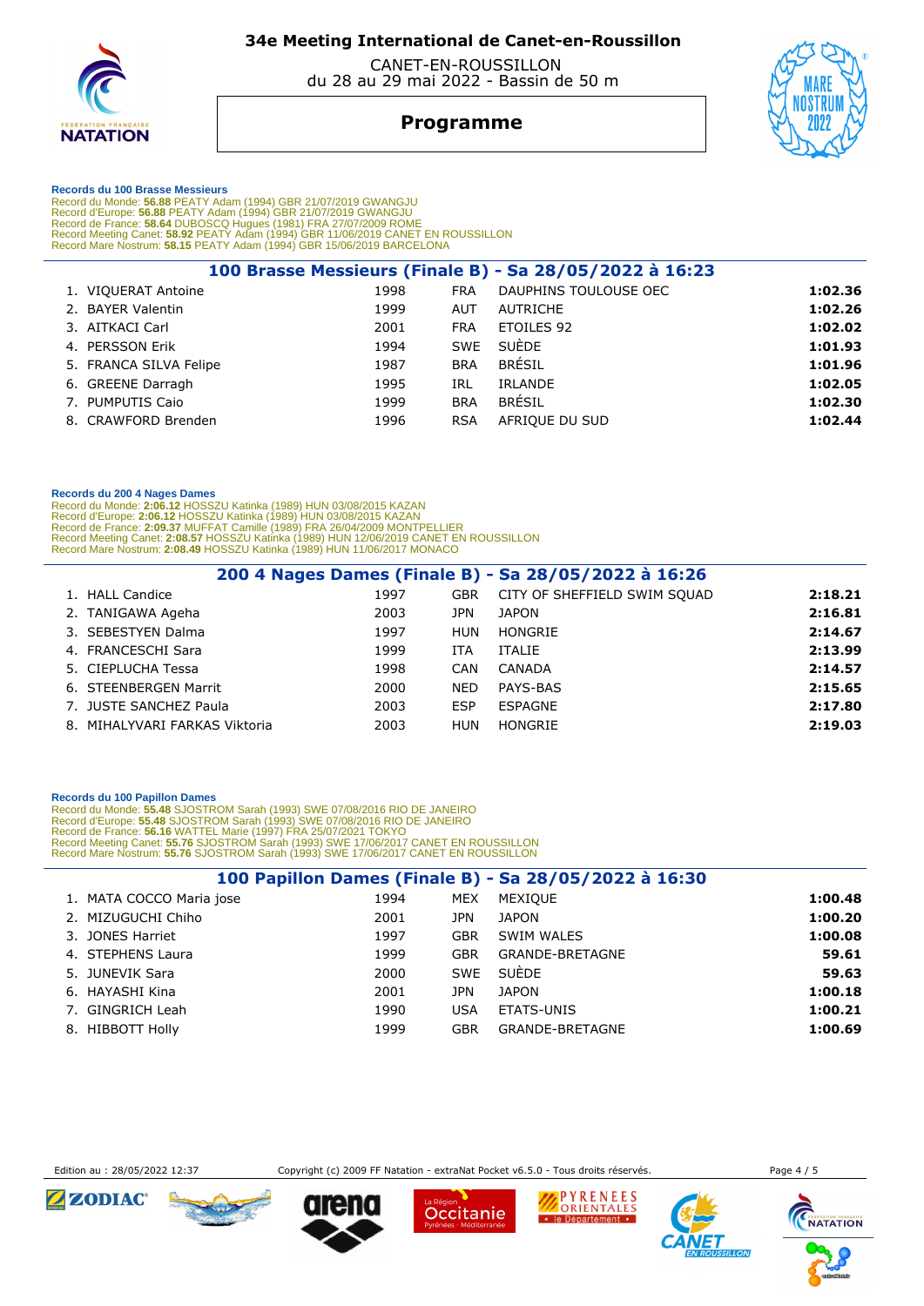# 34e Meeting International de Canet-en-Roussillon

CANET-EN-ROUSSILLON
du 28 au 29 mai 2022 - Bassin de 50 m

## Programme

**Records du 100 Brasse Messieurs**
Record du Monde: **56.88** PEATY Adam (1994) GBR 21/07/2019 GWANGJU
Record d'Europe: **56.88** PEATY Adam (1994) GBR 21/07/2019 GWANGJU
Record de France: **58.64** DUBOSCQ Hugues (1981) FRA 27/07/2009 ROME
Record Meeting Canet: **58.92** PEATY Adam (1994) GBR 11/06/2019 CANET EN ROUSSILLON
Record Mare Nostrum: **58.15** PEATY Adam (1994) GBR 15/06/2019 BARCELONA

### 100 Brasse Messieurs (Finale B) - Sa 28/05/2022 à 16:23

| | Nom | Année | Nat | Club | Temps |
|---|---|---|---|---|---|
| 1. | VIQUERAT Antoine | 1998 | FRA | DAUPHINS TOULOUSE OEC | **1:02.36** |
| 2. | BAYER Valentin | 1999 | AUT | AUTRICHE | **1:02.26** |
| 3. | AITKACI Carl | 2001 | FRA | ETOILES 92 | **1:02.02** |
| 4. | PERSSON Erik | 1994 | SWE | SUÈDE | **1:01.93** |
| 5. | FRANCA SILVA Felipe | 1987 | BRA | BRÉSIL | **1:01.96** |
| 6. | GREENE Darragh | 1995 | IRL | IRLANDE | **1:02.05** |
| 7. | PUMPUTIS Caio | 1999 | BRA | BRÉSIL | **1:02.30** |
| 8. | CRAWFORD Brenden | 1996 | RSA | AFRIQUE DU SUD | **1:02.44** |

**Records du 200 4 Nages Dames**
Record du Monde: **2:06.12** HOSSZU Katinka (1989) HUN 03/08/2015 KAZAN
Record d'Europe: **2:06.12** HOSSZU Katinka (1989) HUN 03/08/2015 KAZAN
Record de France: **2:09.37** MUFFAT Camille (1989) FRA 26/04/2009 MONTPELLIER
Record Meeting Canet: **2:08.57** HOSSZU Katinka (1989) HUN 12/06/2019 CANET EN ROUSSILLON
Record Mare Nostrum: **2:08.49** HOSSZU Katinka (1989) HUN 11/06/2017 MONACO

### 200 4 Nages Dames (Finale B) - Sa 28/05/2022 à 16:26

| | Nom | Année | Nat | Club | Temps |
|---|---|---|---|---|---|
| 1. | HALL Candice | 1997 | GBR | CITY OF SHEFFIELD SWIM SQUAD | **2:18.21** |
| 2. | TANIGAWA Ageha | 2003 | JPN | JAPON | **2:16.81** |
| 3. | SEBESTYEN Dalma | 1997 | HUN | HONGRIE | **2:14.67** |
| 4. | FRANCESCHI Sara | 1999 | ITA | ITALIE | **2:13.99** |
| 5. | CIEPLUCHA Tessa | 1998 | CAN | CANADA | **2:14.57** |
| 6. | STEENBERGEN Marrit | 2000 | NED | PAYS-BAS | **2:15.65** |
| 7. | JUSTE SANCHEZ Paula | 2003 | ESP | ESPAGNE | **2:17.80** |
| 8. | MIHALYVARI FARKAS Viktoria | 2003 | HUN | HONGRIE | **2:19.03** |

**Records du 100 Papillon Dames**
Record du Monde: **55.48** SJOSTROM Sarah (1993) SWE 07/08/2016 RIO DE JANEIRO
Record d'Europe: **55.48** SJOSTROM Sarah (1993) SWE 07/08/2016 RIO DE JANEIRO
Record de France: **56.16** WATTEL Marie (1997) FRA 25/07/2021 TOKYO
Record Meeting Canet: **55.76** SJOSTROM Sarah (1993) SWE 17/06/2017 CANET EN ROUSSILLON
Record Mare Nostrum: **55.76** SJOSTROM Sarah (1993) SWE 17/06/2017 CANET EN ROUSSILLON

### 100 Papillon Dames (Finale B) - Sa 28/05/2022 à 16:30

| | Nom | Année | Nat | Club | Temps |
|---|---|---|---|---|---|
| 1. | MATA COCCO Maria jose | 1994 | MEX | MEXIQUE | **1:00.48** |
| 2. | MIZUGUCHI Chiho | 2001 | JPN | JAPON | **1:00.20** |
| 3. | JONES Harriet | 1997 | GBR | SWIM WALES | **1:00.08** |
| 4. | STEPHENS Laura | 1999 | GBR | GRANDE-BRETAGNE | **59.61** |
| 5. | JUNEVIK Sara | 2000 | SWE | SUÈDE | **59.63** |
| 6. | HAYASHI Kina | 2001 | JPN | JAPON | **1:00.18** |
| 7. | GINGRICH Leah | 1990 | USA | ETATS-UNIS | **1:00.21** |
| 8. | HIBBOTT Holly | 1999 | GBR | GRANDE-BRETAGNE | **1:00.69** |

Edition au : 28/05/2022 12:37 — Copyright (c) 2009 FF Natation - extraNat Pocket v6.5.0 - Tous droits réservés.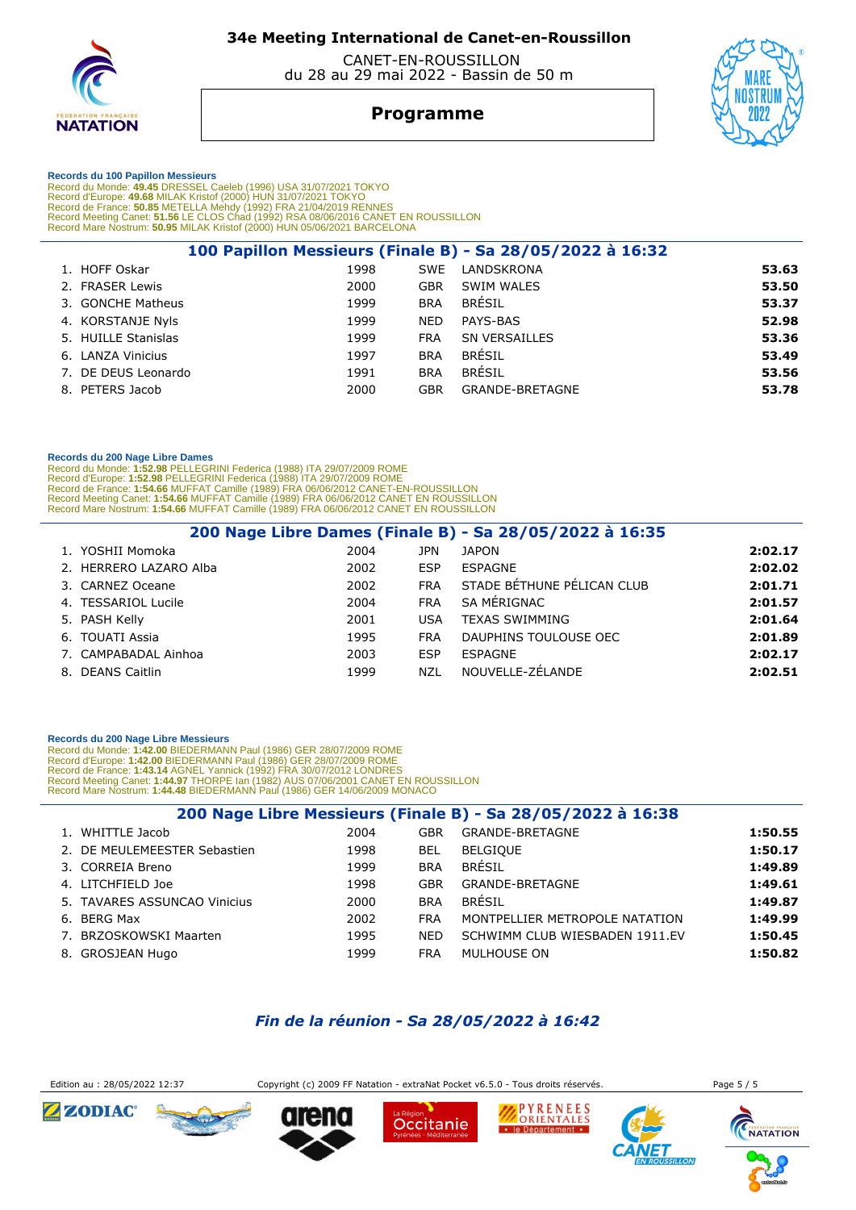# 34e Meeting International de Canet-en-Roussillon

CANET-EN-ROUSSILLON
du 28 au 29 mai 2022 - Bassin de 50 m

## Programme

**Records du 100 Papillon Messieurs**
Record du Monde: **49.45** DRESSEL Caeleb (1996) USA 31/07/2021 TOKYO
Record d'Europe: **49.68** MILAK Kristof (2000) HUN 31/07/2021 TOKYO
Record de France: **50.85** METELLA Mehdy (1992) FRA 21/04/2019 RENNES
Record Meeting Canet: **51.56** LE CLOS Chad (1992) RSA 08/06/2016 CANET EN ROUSSILLON
Record Mare Nostrum: **50.95** MILAK Kristof (2000) HUN 05/06/2021 BARCELONA

### 100 Papillon Messieurs (Finale B) - Sa 28/05/2022 à 16:32

| | | | | | |
|---|---|---|---|---|---|
| 1. | HOFF Oskar | 1998 | SWE | LANDSKRONA | **53.63** |
| 2. | FRASER Lewis | 2000 | GBR | SWIM WALES | **53.50** |
| 3. | GONCHE Matheus | 1999 | BRA | BRÉSIL | **53.37** |
| 4. | KORSTANJE Nyls | 1999 | NED | PAYS-BAS | **52.98** |
| 5. | HUILLE Stanislas | 1999 | FRA | SN VERSAILLES | **53.36** |
| 6. | LANZA Vinicius | 1997 | BRA | BRÉSIL | **53.49** |
| 7. | DE DEUS Leonardo | 1991 | BRA | BRÉSIL | **53.56** |
| 8. | PETERS Jacob | 2000 | GBR | GRANDE-BRETAGNE | **53.78** |

**Records du 200 Nage Libre Dames**
Record du Monde: **1:52.98** PELLEGRINI Federica (1988) ITA 29/07/2009 ROME
Record d'Europe: **1:52.98** PELLEGRINI Federica (1988) ITA 29/07/2009 ROME
Record de France: **1:54.66** MUFFAT Camille (1989) FRA 06/06/2012 CANET-EN-ROUSSILLON
Record Meeting Canet: **1:54.66** MUFFAT Camille (1989) FRA 06/06/2012 CANET EN ROUSSILLON
Record Mare Nostrum: **1:54.66** MUFFAT Camille (1989) FRA 06/06/2012 CANET EN ROUSSILLON

### 200 Nage Libre Dames (Finale B) - Sa 28/05/2022 à 16:35

| | | | | | |
|---|---|---|---|---|---|
| 1. | YOSHII Momoka | 2004 | JPN | JAPON | **2:02.17** |
| 2. | HERRERO LAZARO Alba | 2002 | ESP | ESPAGNE | **2:02.02** |
| 3. | CARNEZ Oceane | 2002 | FRA | STADE BÉTHUNE PÉLICAN CLUB | **2:01.71** |
| 4. | TESSARIOL Lucile | 2004 | FRA | SA MÉRIGNAC | **2:01.57** |
| 5. | PASH Kelly | 2001 | USA | TEXAS SWIMMING | **2:01.64** |
| 6. | TOUATI Assia | 1995 | FRA | DAUPHINS TOULOUSE OEC | **2:01.89** |
| 7. | CAMPABADAL Ainhoa | 2003 | ESP | ESPAGNE | **2:02.17** |
| 8. | DEANS Caitlin | 1999 | NZL | NOUVELLE-ZÉLANDE | **2:02.51** |

**Records du 200 Nage Libre Messieurs**
Record du Monde: **1:42.00** BIEDERMANN Paul (1986) GER 28/07/2009 ROME
Record d'Europe: **1:42.00** BIEDERMANN Paul (1986) GER 28/07/2009 ROME
Record de France: **1:43.14** AGNEL Yannick (1992) FRA 30/07/2012 LONDRES
Record Meeting Canet: **1:44.97** THORPE Ian (1982) AUS 07/06/2001 CANET EN ROUSSILLON
Record Mare Nostrum: **1:44.48** BIEDERMANN Paul (1986) GER 14/06/2009 MONACO

### 200 Nage Libre Messieurs (Finale B) - Sa 28/05/2022 à 16:38

| | | | | | |
|---|---|---|---|---|---|
| 1. | WHITTLE Jacob | 2004 | GBR | GRANDE-BRETAGNE | **1:50.55** |
| 2. | DE MEULEMEESTER Sebastien | 1998 | BEL | BELGIQUE | **1:50.17** |
| 3. | CORREIA Breno | 1999 | BRA | BRÉSIL | **1:49.89** |
| 4. | LITCHFIELD Joe | 1998 | GBR | GRANDE-BRETAGNE | **1:49.61** |
| 5. | TAVARES ASSUNCAO Vinicius | 2000 | BRA | BRÉSIL | **1:49.87** |
| 6. | BERG Max | 2002 | FRA | MONTPELLIER METROPOLE NATATION | **1:49.99** |
| 7. | BRZOSKOWSKI Maarten | 1995 | NED | SCHWIMM CLUB WIESBADEN 1911.EV | **1:50.45** |
| 8. | GROSJEAN Hugo | 1999 | FRA | MULHOUSE ON | **1:50.82** |

***Fin de la réunion - Sa 28/05/2022 à 16:42***

Edition au : 28/05/2022 12:37    Copyright (c) 2009 FF Natation - extraNat Pocket v6.5.0 - Tous droits réservés.